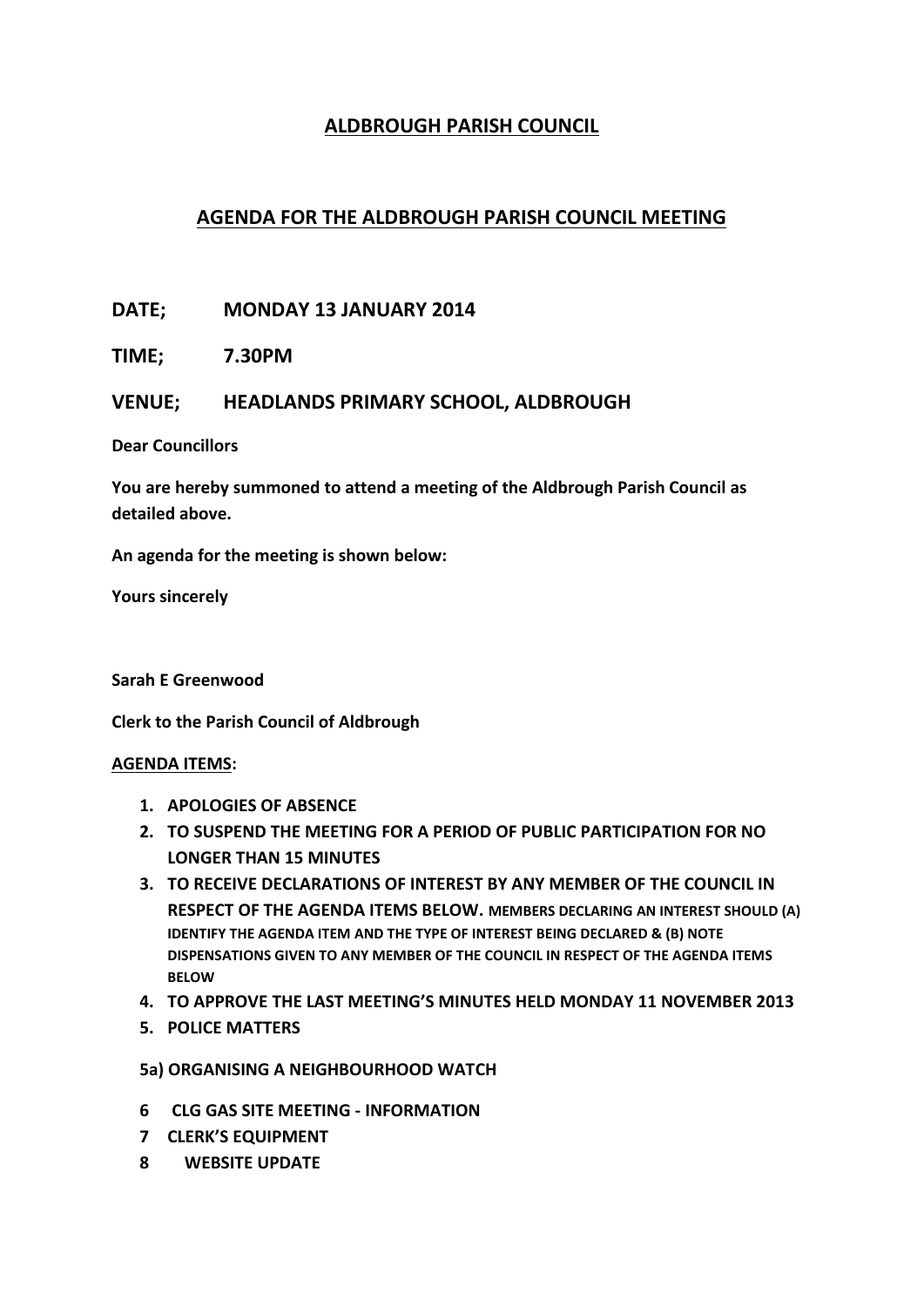# ALDBROUGH PARISH COUNCIL

## AGENDA FOR THE ALDBROUGH PARISH COUNCIL MEETING

**DATE; MONDAY 13 JANUARY 2014**

**TIME; 7.30PM**

**VENUE; HEADLANDS PRIMARY SCHOOL, ALDBROUGH**

**Dear Councillors**

**You are hereby summoned to attend a meeting of the Aldbrough Parish Council as detailed above.**

**An agenda for the meeting is shown below:**

**Yours sincerely**

**Sarah E Greenwood**

**Clerk to the Parish Council of Aldbrough**

**AGENDA ITEMS:**

1. **APOLOGIES OF ABSENCE**
2. **TO SUSPEND THE MEETING FOR A PERIOD OF PUBLIC PARTICIPATION FOR NO LONGER THAN 15 MINUTES**
3. **TO RECEIVE DECLARATIONS OF INTEREST BY ANY MEMBER OF THE COUNCIL IN RESPECT OF THE AGENDA ITEMS BELOW.** **MEMBERS DECLARING AN INTEREST SHOULD (A) IDENTIFY THE AGENDA ITEM AND THE TYPE OF INTEREST BEING DECLARED & (B) NOTE DISPENSATIONS GIVEN TO ANY MEMBER OF THE COUNCIL IN RESPECT OF THE AGENDA ITEMS BELOW**
4. **TO APPROVE THE LAST MEETING'S MINUTES HELD MONDAY 11 NOVEMBER 2013**
5. **POLICE MATTERS**

**5a) ORGANISING A NEIGHBOURHOOD WATCH**

6. **CLG GAS SITE MEETING - INFORMATION**
7. **CLERK'S EQUIPMENT**
8. **WEBSITE UPDATE**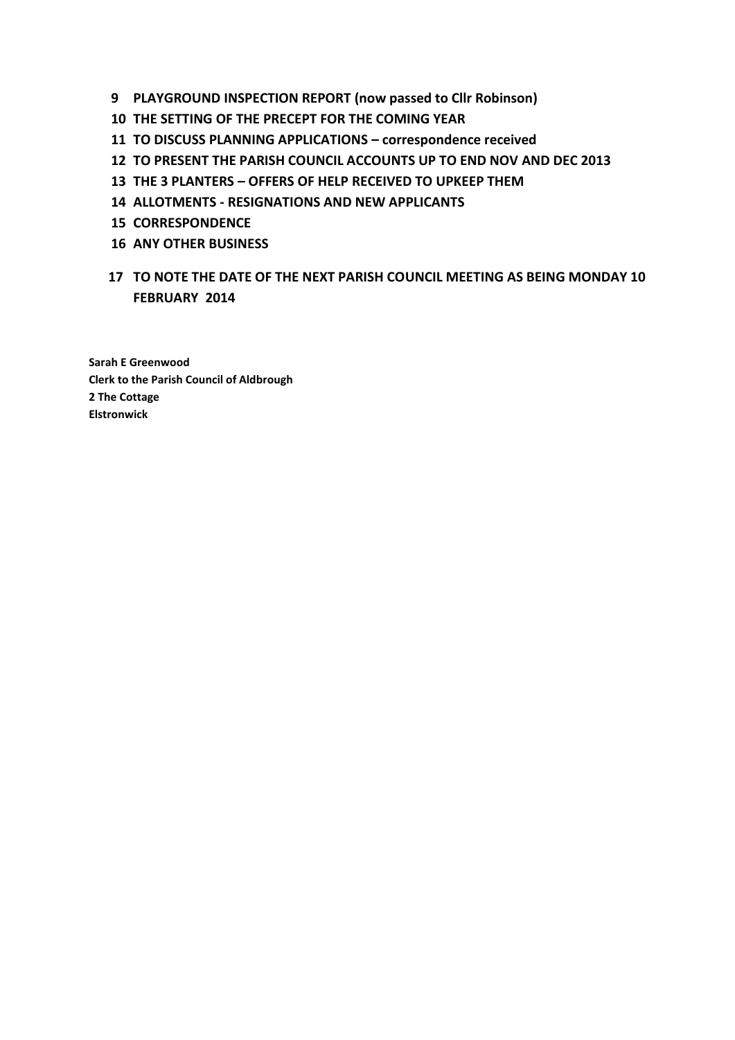9. **PLAYGROUND INSPECTION REPORT (now passed to Cllr Robinson)**
10. **THE SETTING OF THE PRECEPT FOR THE COMING YEAR**
11. **TO DISCUSS PLANNING APPLICATIONS – correspondence received**
12. **TO PRESENT THE PARISH COUNCIL ACCOUNTS UP TO END NOV AND DEC 2013**
13. **THE 3 PLANTERS – OFFERS OF HELP RECEIVED TO UPKEEP THEM**
14. **ALLOTMENTS - RESIGNATIONS AND NEW APPLICANTS**
15. **CORRESPONDENCE**
16. **ANY OTHER BUSINESS**
17. **TO NOTE THE DATE OF THE NEXT PARISH COUNCIL MEETING AS BEING MONDAY 10 FEBRUARY 2014**

**Sarah E Greenwood**
**Clerk to the Parish Council of Aldbrough**
**2 The Cottage**
**Elstronwick**